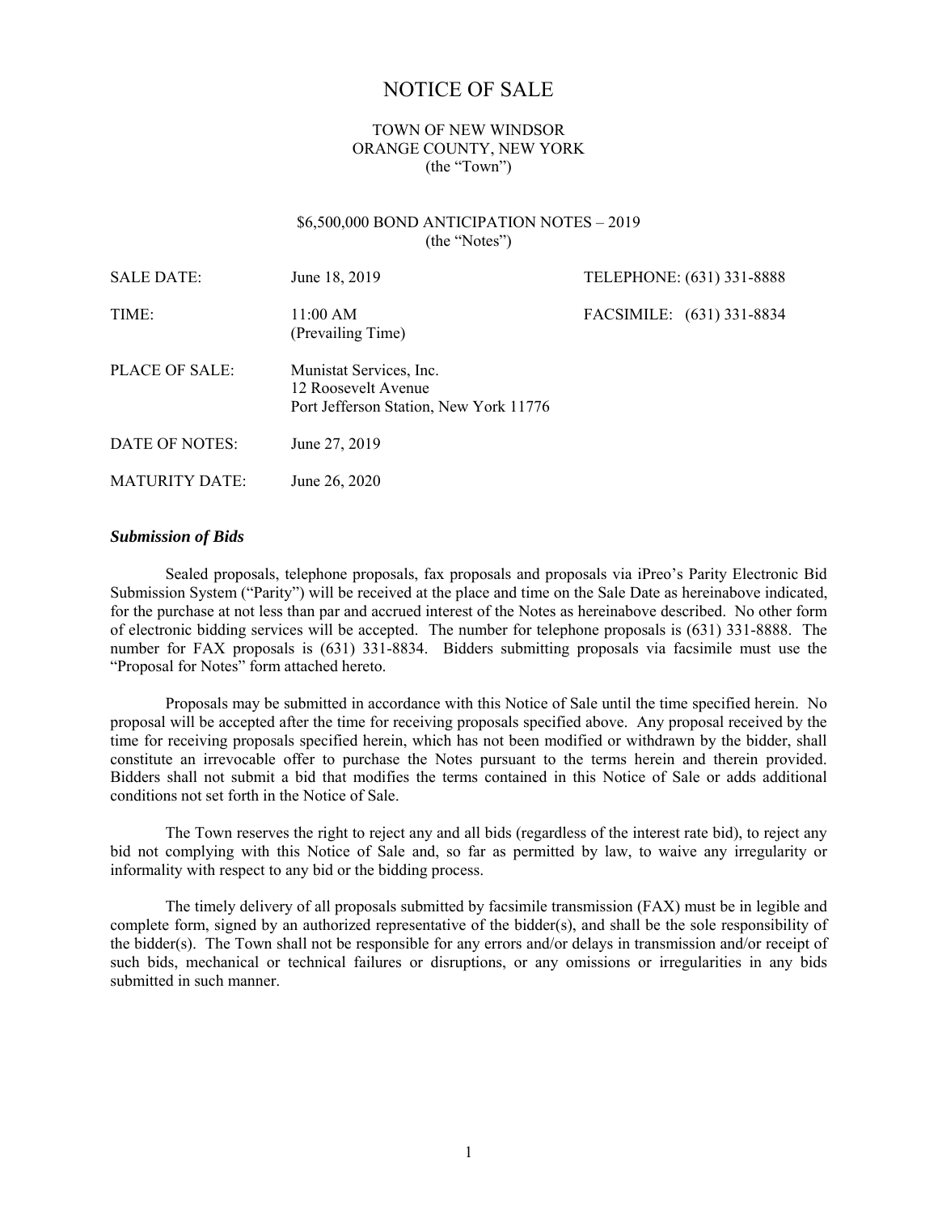# NOTICE OF SALE

TOWN OF NEW WINDSOR
ORANGE COUNTY, NEW YORK
(the "Town")

$6,500,000 BOND ANTICIPATION NOTES – 2019
(the "Notes")

| | | |
|---|---|---|
| SALE DATE: | June 18, 2019 | TELEPHONE: (631) 331-8888 |
| TIME: | 11:00 AM (Prevailing Time) | FACSIMILE: (631) 331-8834 |
| PLACE OF SALE: | Munistat Services, Inc. 12 Roosevelt Avenue Port Jefferson Station, New York 11776 | |
| DATE OF NOTES: | June 27, 2019 | |
| MATURITY DATE: | June 26, 2020 | |

### *Submission of Bids*

Sealed proposals, telephone proposals, fax proposals and proposals via iPreo's Parity Electronic Bid Submission System ("Parity") will be received at the place and time on the Sale Date as hereinabove indicated, for the purchase at not less than par and accrued interest of the Notes as hereinabove described. No other form of electronic bidding services will be accepted. The number for telephone proposals is (631) 331-8888. The number for FAX proposals is (631) 331-8834. Bidders submitting proposals via facsimile must use the "Proposal for Notes" form attached hereto.

Proposals may be submitted in accordance with this Notice of Sale until the time specified herein. No proposal will be accepted after the time for receiving proposals specified above. Any proposal received by the time for receiving proposals specified herein, which has not been modified or withdrawn by the bidder, shall constitute an irrevocable offer to purchase the Notes pursuant to the terms herein and therein provided. Bidders shall not submit a bid that modifies the terms contained in this Notice of Sale or adds additional conditions not set forth in the Notice of Sale.

The Town reserves the right to reject any and all bids (regardless of the interest rate bid), to reject any bid not complying with this Notice of Sale and, so far as permitted by law, to waive any irregularity or informality with respect to any bid or the bidding process.

The timely delivery of all proposals submitted by facsimile transmission (FAX) must be in legible and complete form, signed by an authorized representative of the bidder(s), and shall be the sole responsibility of the bidder(s). The Town shall not be responsible for any errors and/or delays in transmission and/or receipt of such bids, mechanical or technical failures or disruptions, or any omissions or irregularities in any bids submitted in such manner.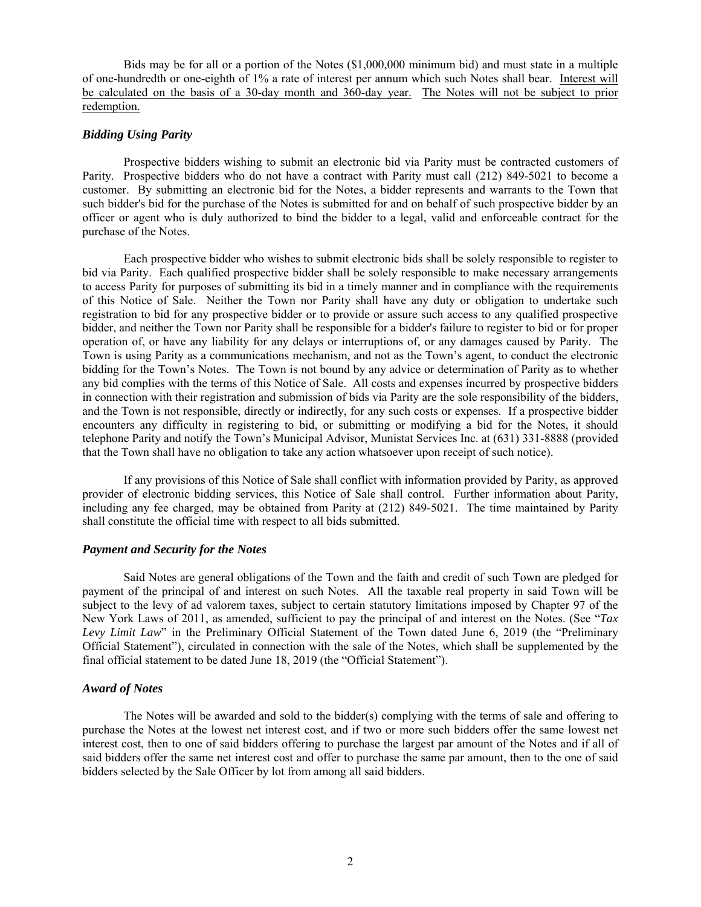Bids may be for all or a portion of the Notes ($1,000,000 minimum bid) and must state in a multiple of one-hundredth or one-eighth of 1% a rate of interest per annum which such Notes shall bear. Interest will be calculated on the basis of a 30-day month and 360-day year. The Notes will not be subject to prior redemption.

### *Bidding Using Parity*

Prospective bidders wishing to submit an electronic bid via Parity must be contracted customers of Parity. Prospective bidders who do not have a contract with Parity must call (212) 849-5021 to become a customer. By submitting an electronic bid for the Notes, a bidder represents and warrants to the Town that such bidder's bid for the purchase of the Notes is submitted for and on behalf of such prospective bidder by an officer or agent who is duly authorized to bind the bidder to a legal, valid and enforceable contract for the purchase of the Notes.

Each prospective bidder who wishes to submit electronic bids shall be solely responsible to register to bid via Parity. Each qualified prospective bidder shall be solely responsible to make necessary arrangements to access Parity for purposes of submitting its bid in a timely manner and in compliance with the requirements of this Notice of Sale. Neither the Town nor Parity shall have any duty or obligation to undertake such registration to bid for any prospective bidder or to provide or assure such access to any qualified prospective bidder, and neither the Town nor Parity shall be responsible for a bidder's failure to register to bid or for proper operation of, or have any liability for any delays or interruptions of, or any damages caused by Parity. The Town is using Parity as a communications mechanism, and not as the Town's agent, to conduct the electronic bidding for the Town's Notes. The Town is not bound by any advice or determination of Parity as to whether any bid complies with the terms of this Notice of Sale. All costs and expenses incurred by prospective bidders in connection with their registration and submission of bids via Parity are the sole responsibility of the bidders, and the Town is not responsible, directly or indirectly, for any such costs or expenses. If a prospective bidder encounters any difficulty in registering to bid, or submitting or modifying a bid for the Notes, it should telephone Parity and notify the Town's Municipal Advisor, Munistat Services Inc. at (631) 331-8888 (provided that the Town shall have no obligation to take any action whatsoever upon receipt of such notice).

If any provisions of this Notice of Sale shall conflict with information provided by Parity, as approved provider of electronic bidding services, this Notice of Sale shall control. Further information about Parity, including any fee charged, may be obtained from Parity at (212) 849-5021. The time maintained by Parity shall constitute the official time with respect to all bids submitted.

### *Payment and Security for the Notes*

Said Notes are general obligations of the Town and the faith and credit of such Town are pledged for payment of the principal of and interest on such Notes. All the taxable real property in said Town will be subject to the levy of ad valorem taxes, subject to certain statutory limitations imposed by Chapter 97 of the New York Laws of 2011, as amended, sufficient to pay the principal of and interest on the Notes. (See "*Tax Levy Limit Law*" in the Preliminary Official Statement of the Town dated June 6, 2019 (the "Preliminary Official Statement"), circulated in connection with the sale of the Notes, which shall be supplemented by the final official statement to be dated June 18, 2019 (the "Official Statement").

### *Award of Notes*

The Notes will be awarded and sold to the bidder(s) complying with the terms of sale and offering to purchase the Notes at the lowest net interest cost, and if two or more such bidders offer the same lowest net interest cost, then to one of said bidders offering to purchase the largest par amount of the Notes and if all of said bidders offer the same net interest cost and offer to purchase the same par amount, then to the one of said bidders selected by the Sale Officer by lot from among all said bidders.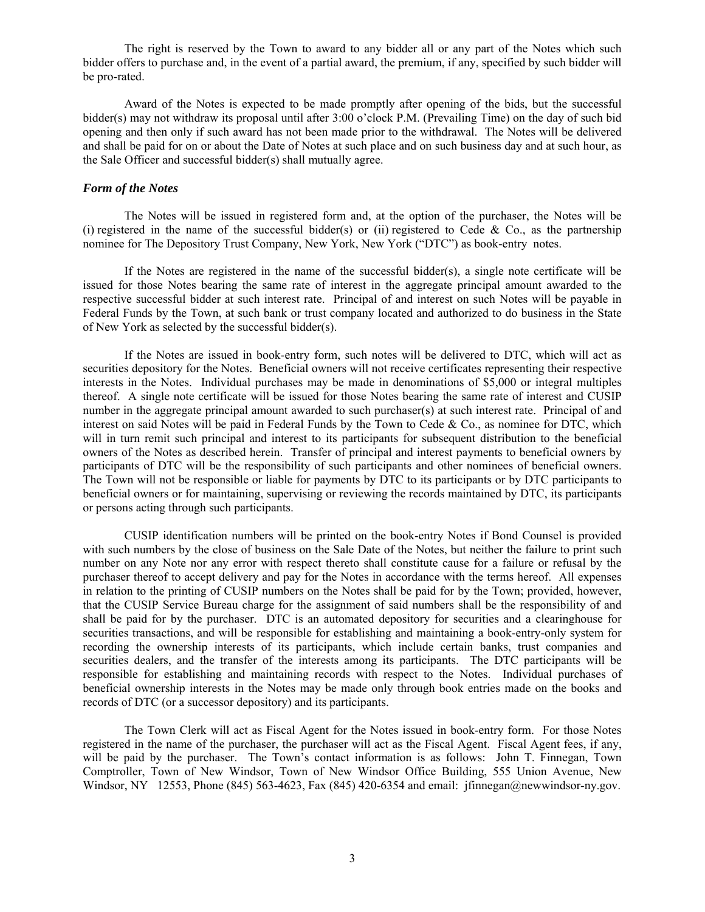The right is reserved by the Town to award to any bidder all or any part of the Notes which such bidder offers to purchase and, in the event of a partial award, the premium, if any, specified by such bidder will be pro-rated.

Award of the Notes is expected to be made promptly after opening of the bids, but the successful bidder(s) may not withdraw its proposal until after 3:00 o'clock P.M. (Prevailing Time) on the day of such bid opening and then only if such award has not been made prior to the withdrawal. The Notes will be delivered and shall be paid for on or about the Date of Notes at such place and on such business day and at such hour, as the Sale Officer and successful bidder(s) shall mutually agree.

### *Form of the Notes*

The Notes will be issued in registered form and, at the option of the purchaser, the Notes will be (i) registered in the name of the successful bidder(s) or (ii) registered to Cede & Co., as the partnership nominee for The Depository Trust Company, New York, New York ("DTC") as book-entry notes.

If the Notes are registered in the name of the successful bidder(s), a single note certificate will be issued for those Notes bearing the same rate of interest in the aggregate principal amount awarded to the respective successful bidder at such interest rate. Principal of and interest on such Notes will be payable in Federal Funds by the Town, at such bank or trust company located and authorized to do business in the State of New York as selected by the successful bidder(s).

If the Notes are issued in book-entry form, such notes will be delivered to DTC, which will act as securities depository for the Notes. Beneficial owners will not receive certificates representing their respective interests in the Notes. Individual purchases may be made in denominations of $5,000 or integral multiples thereof. A single note certificate will be issued for those Notes bearing the same rate of interest and CUSIP number in the aggregate principal amount awarded to such purchaser(s) at such interest rate. Principal of and interest on said Notes will be paid in Federal Funds by the Town to Cede & Co., as nominee for DTC, which will in turn remit such principal and interest to its participants for subsequent distribution to the beneficial owners of the Notes as described herein. Transfer of principal and interest payments to beneficial owners by participants of DTC will be the responsibility of such participants and other nominees of beneficial owners. The Town will not be responsible or liable for payments by DTC to its participants or by DTC participants to beneficial owners or for maintaining, supervising or reviewing the records maintained by DTC, its participants or persons acting through such participants.

CUSIP identification numbers will be printed on the book-entry Notes if Bond Counsel is provided with such numbers by the close of business on the Sale Date of the Notes, but neither the failure to print such number on any Note nor any error with respect thereto shall constitute cause for a failure or refusal by the purchaser thereof to accept delivery and pay for the Notes in accordance with the terms hereof. All expenses in relation to the printing of CUSIP numbers on the Notes shall be paid for by the Town; provided, however, that the CUSIP Service Bureau charge for the assignment of said numbers shall be the responsibility of and shall be paid for by the purchaser. DTC is an automated depository for securities and a clearinghouse for securities transactions, and will be responsible for establishing and maintaining a book-entry-only system for recording the ownership interests of its participants, which include certain banks, trust companies and securities dealers, and the transfer of the interests among its participants. The DTC participants will be responsible for establishing and maintaining records with respect to the Notes. Individual purchases of beneficial ownership interests in the Notes may be made only through book entries made on the books and records of DTC (or a successor depository) and its participants.

The Town Clerk will act as Fiscal Agent for the Notes issued in book-entry form. For those Notes registered in the name of the purchaser, the purchaser will act as the Fiscal Agent. Fiscal Agent fees, if any, will be paid by the purchaser. The Town's contact information is as follows: John T. Finnegan, Town Comptroller, Town of New Windsor, Town of New Windsor Office Building, 555 Union Avenue, New Windsor, NY 12553, Phone (845) 563-4623, Fax (845) 420-6354 and email: jfinnegan@newwindsor-ny.gov.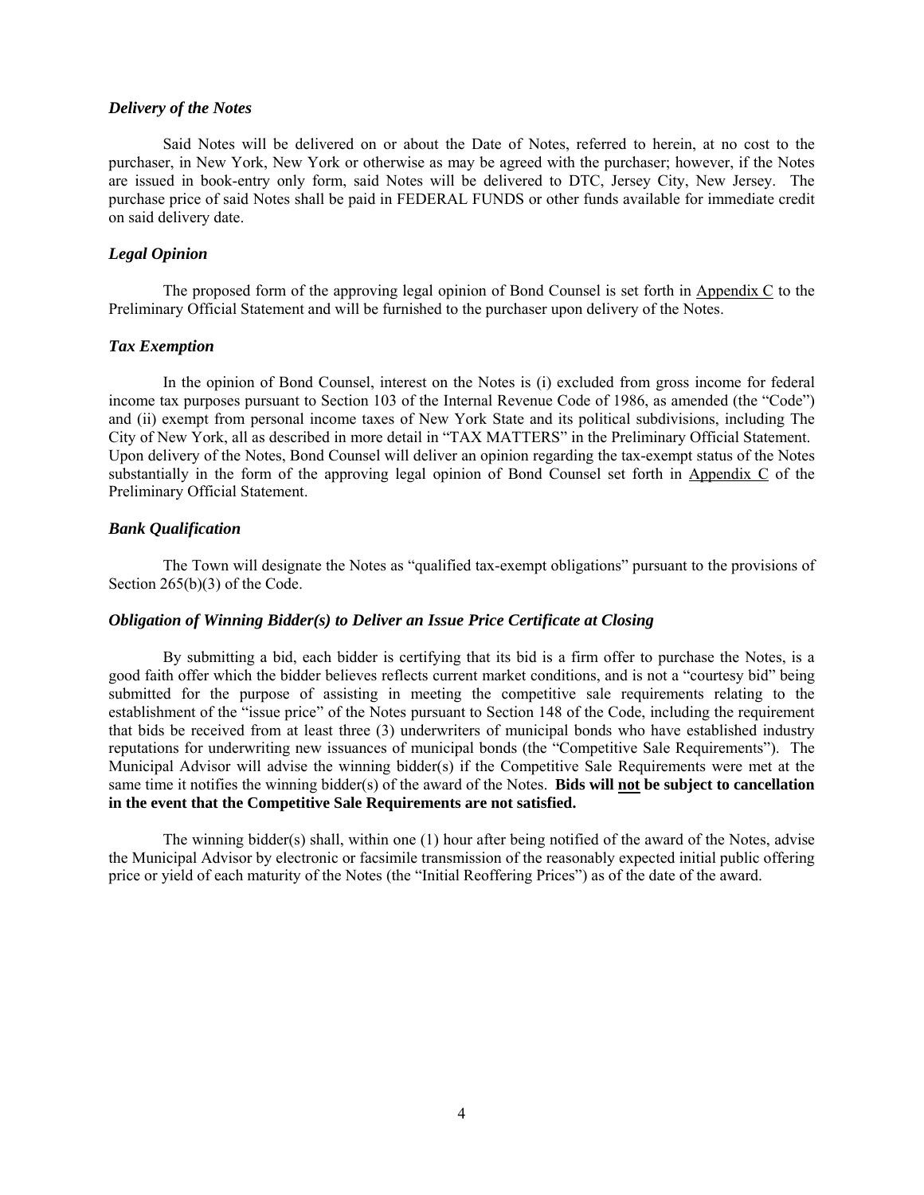### *Delivery of the Notes*

Said Notes will be delivered on or about the Date of Notes, referred to herein, at no cost to the purchaser, in New York, New York or otherwise as may be agreed with the purchaser; however, if the Notes are issued in book-entry only form, said Notes will be delivered to DTC, Jersey City, New Jersey. The purchase price of said Notes shall be paid in FEDERAL FUNDS or other funds available for immediate credit on said delivery date.

### *Legal Opinion*

The proposed form of the approving legal opinion of Bond Counsel is set forth in Appendix C to the Preliminary Official Statement and will be furnished to the purchaser upon delivery of the Notes.

### *Tax Exemption*

In the opinion of Bond Counsel, interest on the Notes is (i) excluded from gross income for federal income tax purposes pursuant to Section 103 of the Internal Revenue Code of 1986, as amended (the "Code") and (ii) exempt from personal income taxes of New York State and its political subdivisions, including The City of New York, all as described in more detail in "TAX MATTERS" in the Preliminary Official Statement. Upon delivery of the Notes, Bond Counsel will deliver an opinion regarding the tax-exempt status of the Notes substantially in the form of the approving legal opinion of Bond Counsel set forth in Appendix C of the Preliminary Official Statement.

### *Bank Qualification*

The Town will designate the Notes as "qualified tax-exempt obligations" pursuant to the provisions of Section 265(b)(3) of the Code.

### *Obligation of Winning Bidder(s) to Deliver an Issue Price Certificate at Closing*

By submitting a bid, each bidder is certifying that its bid is a firm offer to purchase the Notes, is a good faith offer which the bidder believes reflects current market conditions, and is not a "courtesy bid" being submitted for the purpose of assisting in meeting the competitive sale requirements relating to the establishment of the "issue price" of the Notes pursuant to Section 148 of the Code, including the requirement that bids be received from at least three (3) underwriters of municipal bonds who have established industry reputations for underwriting new issuances of municipal bonds (the "Competitive Sale Requirements"). The Municipal Advisor will advise the winning bidder(s) if the Competitive Sale Requirements were met at the same time it notifies the winning bidder(s) of the award of the Notes. **Bids will not be subject to cancellation in the event that the Competitive Sale Requirements are not satisfied.**

The winning bidder(s) shall, within one (1) hour after being notified of the award of the Notes, advise the Municipal Advisor by electronic or facsimile transmission of the reasonably expected initial public offering price or yield of each maturity of the Notes (the "Initial Reoffering Prices") as of the date of the award.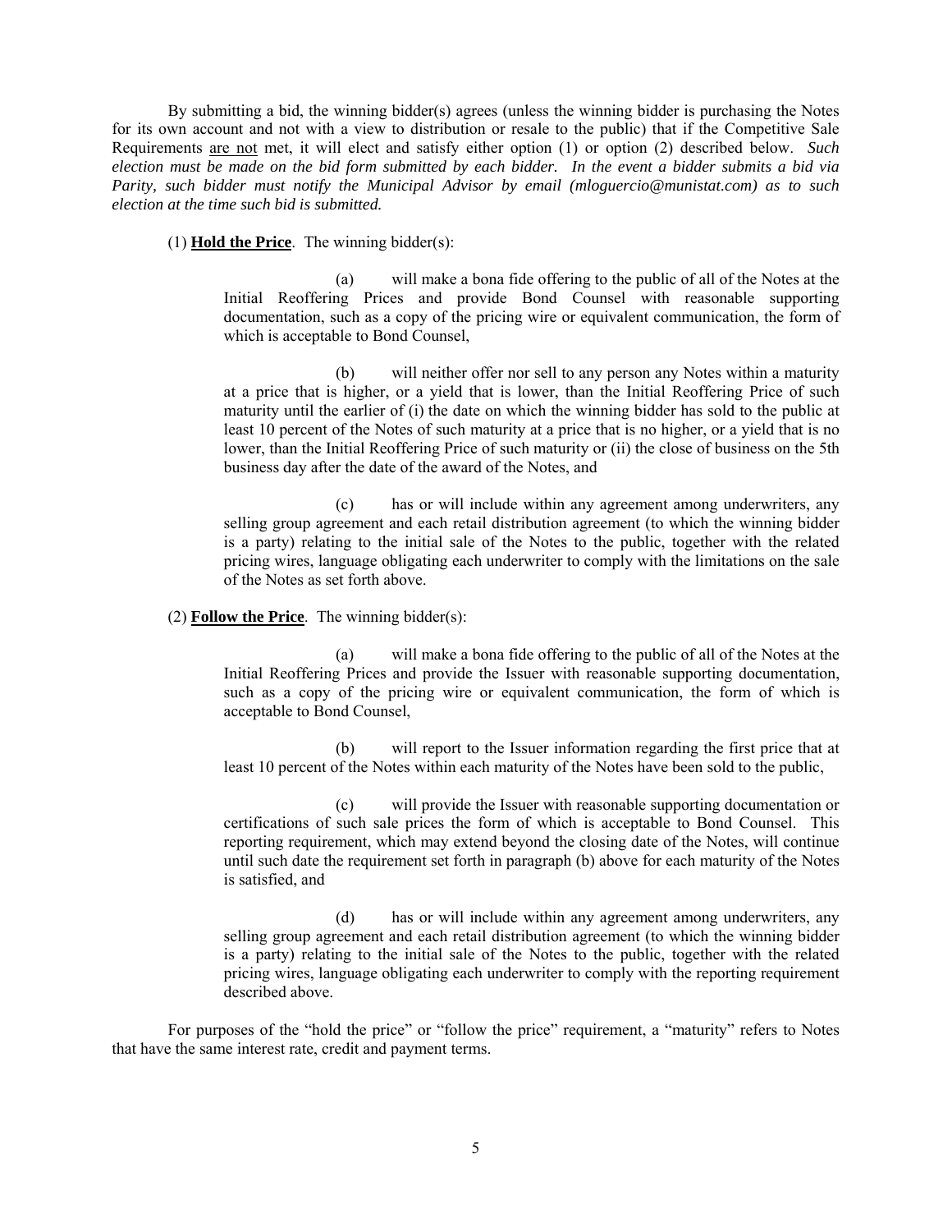By submitting a bid, the winning bidder(s) agrees (unless the winning bidder is purchasing the Notes for its own account and not with a view to distribution or resale to the public) that if the Competitive Sale Requirements <u>are not</u> met, it will elect and satisfy either option (1) or option (2) described below. *Such election must be made on the bid form submitted by each bidder. In the event a bidder submits a bid via Parity, such bidder must notify the Municipal Advisor by email (mloguercio@munistat.com) as to such election at the time such bid is submitted.*

(1) **<u>Hold the Price</u>**. The winning bidder(s):

> (a) will make a bona fide offering to the public of all of the Notes at the Initial Reoffering Prices and provide Bond Counsel with reasonable supporting documentation, such as a copy of the pricing wire or equivalent communication, the form of which is acceptable to Bond Counsel,
>
> (b) will neither offer nor sell to any person any Notes within a maturity at a price that is higher, or a yield that is lower, than the Initial Reoffering Price of such maturity until the earlier of (i) the date on which the winning bidder has sold to the public at least 10 percent of the Notes of such maturity at a price that is no higher, or a yield that is no lower, than the Initial Reoffering Price of such maturity or (ii) the close of business on the 5th business day after the date of the award of the Notes, and
>
> (c) has or will include within any agreement among underwriters, any selling group agreement and each retail distribution agreement (to which the winning bidder is a party) relating to the initial sale of the Notes to the public, together with the related pricing wires, language obligating each underwriter to comply with the limitations on the sale of the Notes as set forth above.

(2) **<u>Follow the Price</u>**. The winning bidder(s):

> (a) will make a bona fide offering to the public of all of the Notes at the Initial Reoffering Prices and provide the Issuer with reasonable supporting documentation, such as a copy of the pricing wire or equivalent communication, the form of which is acceptable to Bond Counsel,
>
> (b) will report to the Issuer information regarding the first price that at least 10 percent of the Notes within each maturity of the Notes have been sold to the public,
>
> (c) will provide the Issuer with reasonable supporting documentation or certifications of such sale prices the form of which is acceptable to Bond Counsel. This reporting requirement, which may extend beyond the closing date of the Notes, will continue until such date the requirement set forth in paragraph (b) above for each maturity of the Notes is satisfied, and
>
> (d) has or will include within any agreement among underwriters, any selling group agreement and each retail distribution agreement (to which the winning bidder is a party) relating to the initial sale of the Notes to the public, together with the related pricing wires, language obligating each underwriter to comply with the reporting requirement described above.

For purposes of the "hold the price" or "follow the price" requirement, a "maturity" refers to Notes that have the same interest rate, credit and payment terms.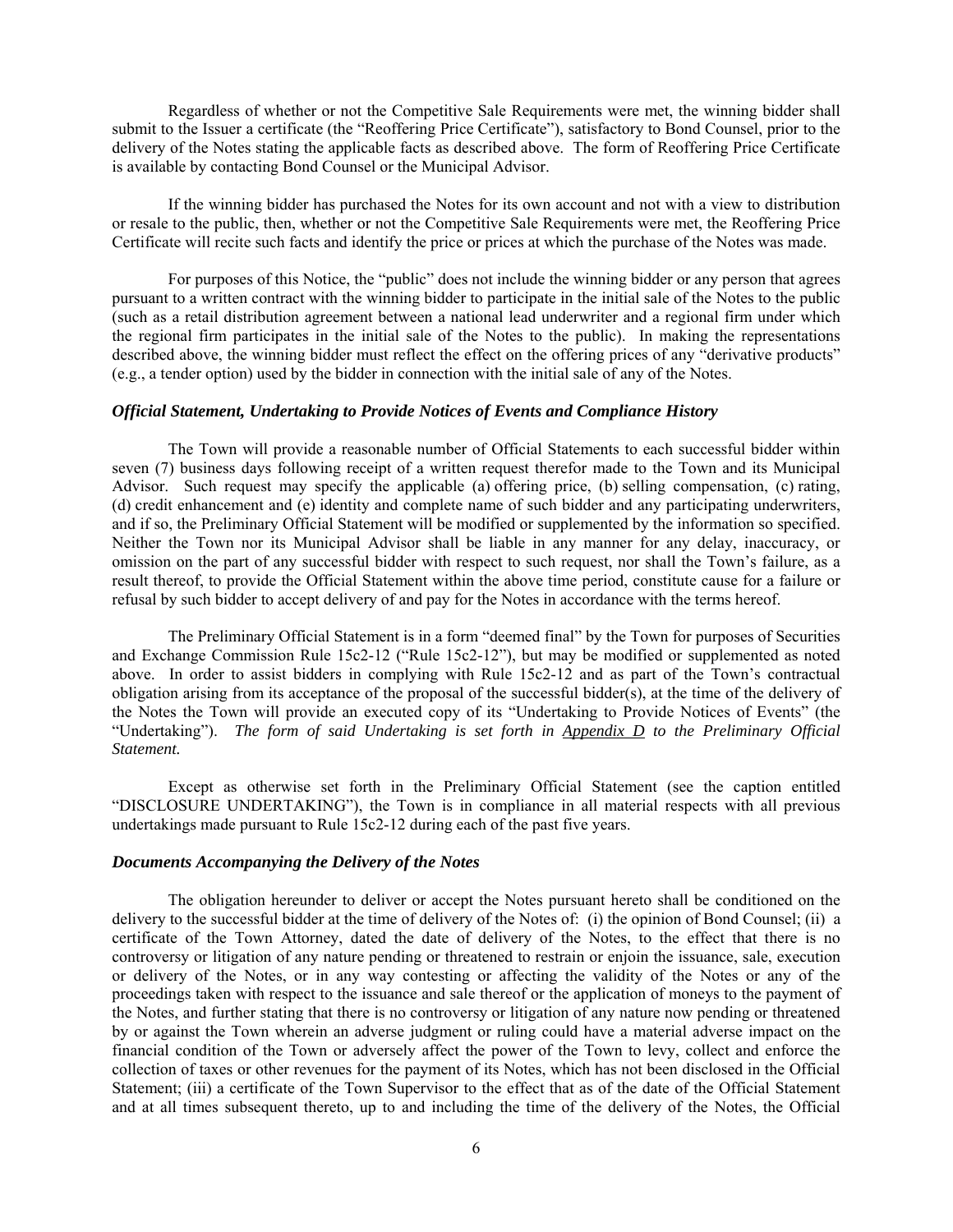Regardless of whether or not the Competitive Sale Requirements were met, the winning bidder shall submit to the Issuer a certificate (the "Reoffering Price Certificate"), satisfactory to Bond Counsel, prior to the delivery of the Notes stating the applicable facts as described above. The form of Reoffering Price Certificate is available by contacting Bond Counsel or the Municipal Advisor.

If the winning bidder has purchased the Notes for its own account and not with a view to distribution or resale to the public, then, whether or not the Competitive Sale Requirements were met, the Reoffering Price Certificate will recite such facts and identify the price or prices at which the purchase of the Notes was made.

For purposes of this Notice, the "public" does not include the winning bidder or any person that agrees pursuant to a written contract with the winning bidder to participate in the initial sale of the Notes to the public (such as a retail distribution agreement between a national lead underwriter and a regional firm under which the regional firm participates in the initial sale of the Notes to the public). In making the representations described above, the winning bidder must reflect the effect on the offering prices of any "derivative products" (e.g., a tender option) used by the bidder in connection with the initial sale of any of the Notes.

### *Official Statement, Undertaking to Provide Notices of Events and Compliance History*

The Town will provide a reasonable number of Official Statements to each successful bidder within seven (7) business days following receipt of a written request therefor made to the Town and its Municipal Advisor. Such request may specify the applicable (a) offering price, (b) selling compensation, (c) rating, (d) credit enhancement and (e) identity and complete name of such bidder and any participating underwriters, and if so, the Preliminary Official Statement will be modified or supplemented by the information so specified. Neither the Town nor its Municipal Advisor shall be liable in any manner for any delay, inaccuracy, or omission on the part of any successful bidder with respect to such request, nor shall the Town's failure, as a result thereof, to provide the Official Statement within the above time period, constitute cause for a failure or refusal by such bidder to accept delivery of and pay for the Notes in accordance with the terms hereof.

The Preliminary Official Statement is in a form "deemed final" by the Town for purposes of Securities and Exchange Commission Rule 15c2-12 ("Rule 15c2-12"), but may be modified or supplemented as noted above. In order to assist bidders in complying with Rule 15c2-12 and as part of the Town's contractual obligation arising from its acceptance of the proposal of the successful bidder(s), at the time of the delivery of the Notes the Town will provide an executed copy of its "Undertaking to Provide Notices of Events" (the "Undertaking"). *The form of said Undertaking is set forth in Appendix D to the Preliminary Official Statement.*

Except as otherwise set forth in the Preliminary Official Statement (see the caption entitled "DISCLOSURE UNDERTAKING"), the Town is in compliance in all material respects with all previous undertakings made pursuant to Rule 15c2-12 during each of the past five years.

### *Documents Accompanying the Delivery of the Notes*

The obligation hereunder to deliver or accept the Notes pursuant hereto shall be conditioned on the delivery to the successful bidder at the time of delivery of the Notes of: (i) the opinion of Bond Counsel; (ii) a certificate of the Town Attorney, dated the date of delivery of the Notes, to the effect that there is no controversy or litigation of any nature pending or threatened to restrain or enjoin the issuance, sale, execution or delivery of the Notes, or in any way contesting or affecting the validity of the Notes or any of the proceedings taken with respect to the issuance and sale thereof or the application of moneys to the payment of the Notes, and further stating that there is no controversy or litigation of any nature now pending or threatened by or against the Town wherein an adverse judgment or ruling could have a material adverse impact on the financial condition of the Town or adversely affect the power of the Town to levy, collect and enforce the collection of taxes or other revenues for the payment of its Notes, which has not been disclosed in the Official Statement; (iii) a certificate of the Town Supervisor to the effect that as of the date of the Official Statement and at all times subsequent thereto, up to and including the time of the delivery of the Notes, the Official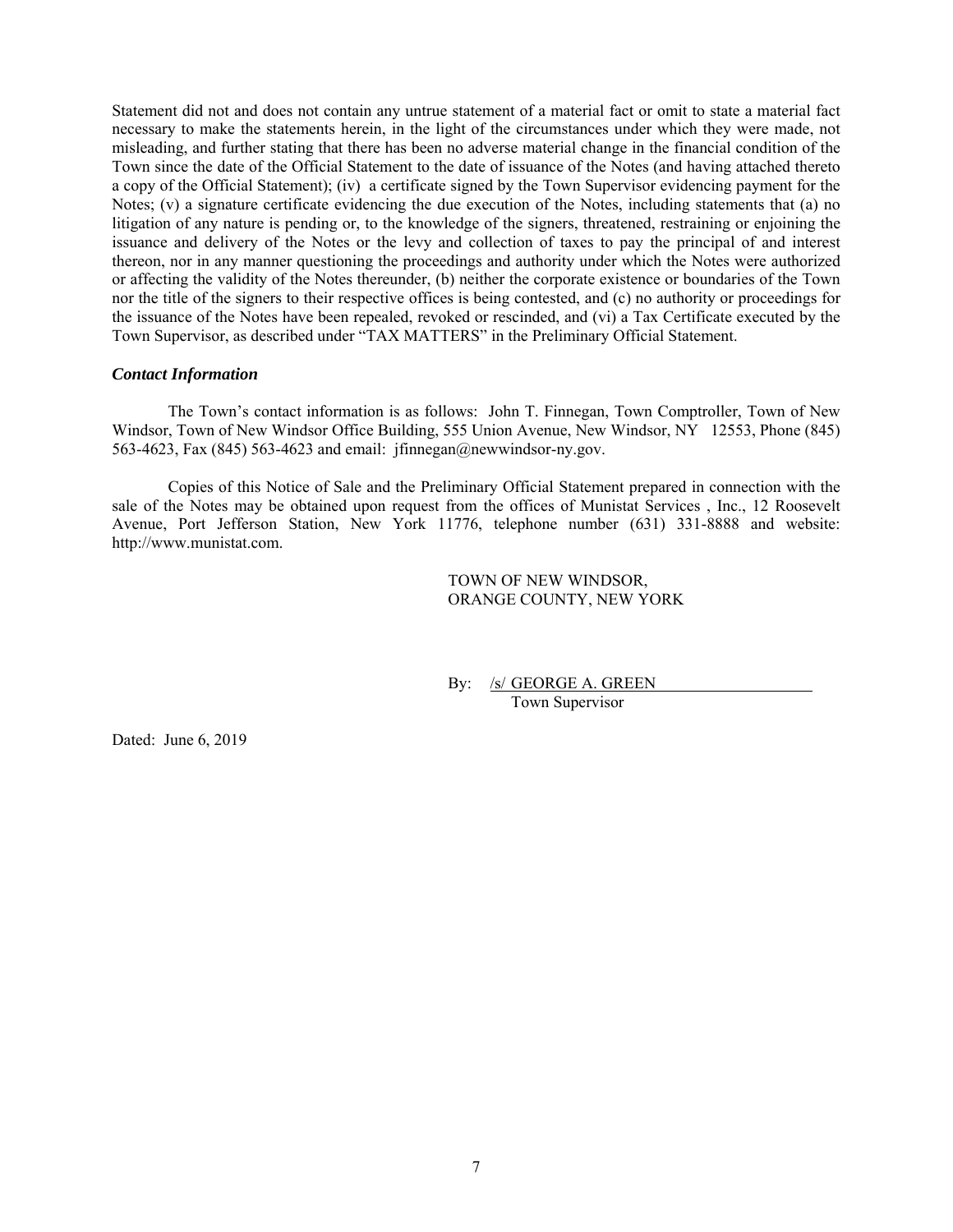Statement did not and does not contain any untrue statement of a material fact or omit to state a material fact necessary to make the statements herein, in the light of the circumstances under which they were made, not misleading, and further stating that there has been no adverse material change in the financial condition of the Town since the date of the Official Statement to the date of issuance of the Notes (and having attached thereto a copy of the Official Statement); (iv) a certificate signed by the Town Supervisor evidencing payment for the Notes; (v) a signature certificate evidencing the due execution of the Notes, including statements that (a) no litigation of any nature is pending or, to the knowledge of the signers, threatened, restraining or enjoining the issuance and delivery of the Notes or the levy and collection of taxes to pay the principal of and interest thereon, nor in any manner questioning the proceedings and authority under which the Notes were authorized or affecting the validity of the Notes thereunder, (b) neither the corporate existence or boundaries of the Town nor the title of the signers to their respective offices is being contested, and (c) no authority or proceedings for the issuance of the Notes have been repealed, revoked or rescinded, and (vi) a Tax Certificate executed by the Town Supervisor, as described under "TAX MATTERS" in the Preliminary Official Statement.

### *Contact Information*

The Town's contact information is as follows: John T. Finnegan, Town Comptroller, Town of New Windsor, Town of New Windsor Office Building, 555 Union Avenue, New Windsor, NY 12553, Phone (845) 563-4623, Fax (845) 563-4623 and email: jfinnegan@newwindsor-ny.gov.

Copies of this Notice of Sale and the Preliminary Official Statement prepared in connection with the sale of the Notes may be obtained upon request from the offices of Munistat Services , Inc., 12 Roosevelt Avenue, Port Jefferson Station, New York 11776, telephone number (631) 331-8888 and website: http://www.munistat.com.

TOWN OF NEW WINDSOR,
ORANGE COUNTY, NEW YORK

By: /s/ GEORGE A. GREEN
Town Supervisor

Dated: June 6, 2019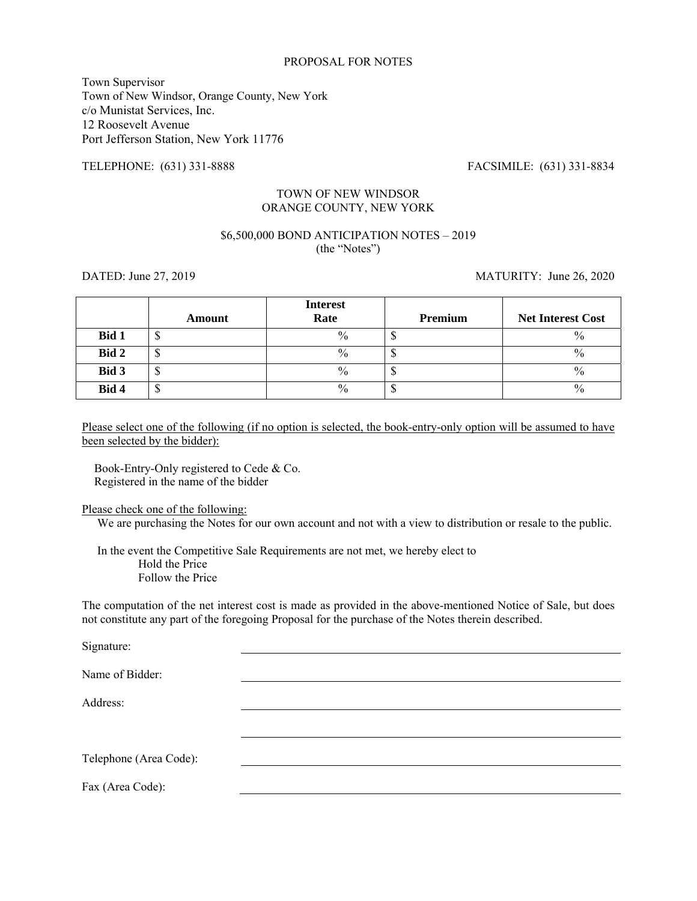PROPOSAL FOR NOTES

Town Supervisor
Town of New Windsor, Orange County, New York
c/o Munistat Services, Inc.
12 Roosevelt Avenue
Port Jefferson Station, New York 11776

TELEPHONE: (631) 331-8888 FACSIMILE: (631) 331-8834

TOWN OF NEW WINDSOR
ORANGE COUNTY, NEW YORK

$6,500,000 BOND ANTICIPATION NOTES – 2019
(the "Notes")

DATED: June 27, 2019 MATURITY: June 26, 2020

| | Amount | Interest Rate | Premium | Net Interest Cost |
|---|---|---|---|---|
| **Bid 1** | $ | % | $ | % |
| **Bid 2** | $ | % | $ | % |
| **Bid 3** | $ | % | $ | % |
| **Bid 4** | $ | % | $ | % |

Please select one of the following (if no option is selected, the book-entry-only option will be assumed to have been selected by the bidder):

Book-Entry-Only registered to Cede & Co.
Registered in the name of the bidder

Please check one of the following:

We are purchasing the Notes for our own account and not with a view to distribution or resale to the public.

In the event the Competitive Sale Requirements are not met, we hereby elect to
Hold the Price
Follow the Price

The computation of the net interest cost is made as provided in the above-mentioned Notice of Sale, but does not constitute any part of the foregoing Proposal for the purchase of the Notes therein described.

Signature: \_\_\_\_\_\_\_\_\_\_\_\_\_\_\_\_\_\_\_\_

Name of Bidder: \_\_\_\_\_\_\_\_\_\_\_\_\_\_\_\_\_\_\_\_

Address: \_\_\_\_\_\_\_\_\_\_\_\_\_\_\_\_\_\_\_\_

Telephone (Area Code): \_\_\_\_\_\_\_\_\_\_\_\_\_\_\_\_\_\_\_\_

Fax (Area Code): \_\_\_\_\_\_\_\_\_\_\_\_\_\_\_\_\_\_\_\_